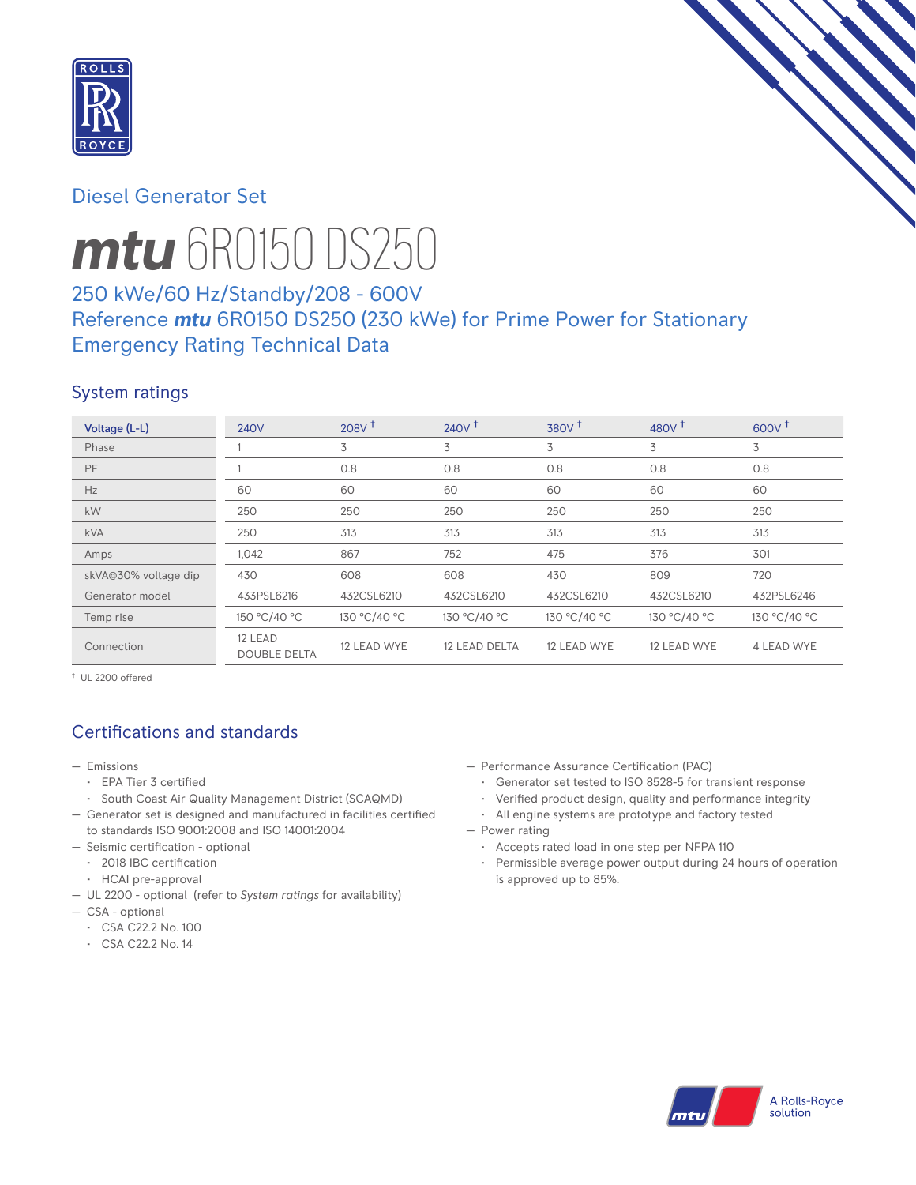Diesel Generator Set

# mtu 6R0150 DS250

## 250 kWe/60 Hz/Standby/208 - 600V
## Reference mtu 6R0150 DS250 (230 kWe) for Prime Power for Stationary Emergency Rating Technical Data

## System ratings

| Voltage (L-L) | 240V | 208V † | 240V † | 380V † | 480V † | 600V † |
|---|---|---|---|---|---|---|
| Phase | 1 | 3 | 3 | 3 | 3 | 3 |
| PF | 1 | 0.8 | 0.8 | 0.8 | 0.8 | 0.8 |
| Hz | 60 | 60 | 60 | 60 | 60 | 60 |
| kW | 250 | 250 | 250 | 250 | 250 | 250 |
| kVA | 250 | 313 | 313 | 313 | 313 | 313 |
| Amps | 1,042 | 867 | 752 | 475 | 376 | 301 |
| skVA@30% voltage dip | 430 | 608 | 608 | 430 | 809 | 720 |
| Generator model | 433PSL6216 | 432CSL6210 | 432CSL6210 | 432CSL6210 | 432CSL6210 | 432PSL6246 |
| Temp rise | 150 °C/40 °C | 130 °C/40 °C | 130 °C/40 °C | 130 °C/40 °C | 130 °C/40 °C | 130 °C/40 °C |
| Connection | 12 LEAD DOUBLE DELTA | 12 LEAD WYE | 12 LEAD DELTA | 12 LEAD WYE | 12 LEAD WYE | 4 LEAD WYE |

† UL 2200 offered

## Certifications and standards

- Emissions
  - EPA Tier 3 certified
  - South Coast Air Quality Management District (SCAQMD)
- Generator set is designed and manufactured in facilities certified to standards ISO 9001:2008 and ISO 14001:2004
- Seismic certification - optional
  - 2018 IBC certification
  - HCAI pre-approval
- UL 2200 - optional (refer to *System ratings* for availability)
- CSA - optional
  - CSA C22.2 No. 100
  - CSA C22.2 No. 14
- Performance Assurance Certification (PAC)
  - Generator set tested to ISO 8528-5 for transient response
  - Verified product design, quality and performance integrity
  - All engine systems are prototype and factory tested
- Power rating
  - Accepts rated load in one step per NFPA 110
  - Permissible average power output during 24 hours of operation is approved up to 85%.

A Rolls-Royce solution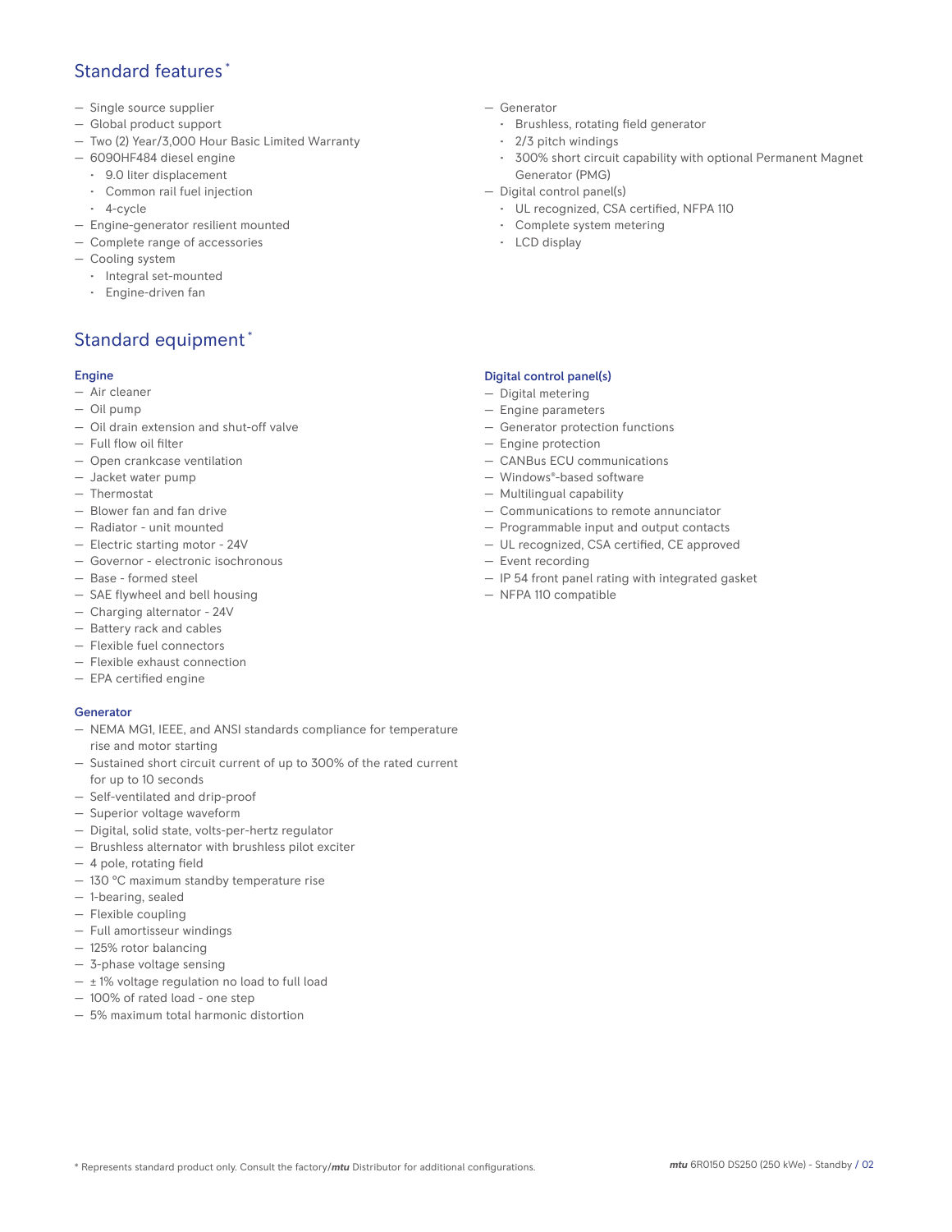## Standard features *

- Single source supplier
- Global product support
- Two (2) Year/3,000 Hour Basic Limited Warranty
- 6090HF484 diesel engine
  - 9.0 liter displacement
  - Common rail fuel injection
  - 4-cycle
- Engine-generator resilient mounted
- Complete range of accessories
- Cooling system
  - Integral set-mounted
  - Engine-driven fan
- Generator
  - Brushless, rotating field generator
  - 2/3 pitch windings
  - 300% short circuit capability with optional Permanent Magnet Generator (PMG)
- Digital control panel(s)
  - UL recognized, CSA certified, NFPA 110
  - Complete system metering
  - LCD display

## Standard equipment *

### Engine

- Air cleaner
- Oil pump
- Oil drain extension and shut-off valve
- Full flow oil filter
- Open crankcase ventilation
- Jacket water pump
- Thermostat
- Blower fan and fan drive
- Radiator - unit mounted
- Electric starting motor - 24V
- Governor - electronic isochronous
- Base - formed steel
- SAE flywheel and bell housing
- Charging alternator - 24V
- Battery rack and cables
- Flexible fuel connectors
- Flexible exhaust connection
- EPA certified engine

### Generator

- NEMA MG1, IEEE, and ANSI standards compliance for temperature rise and motor starting
- Sustained short circuit current of up to 300% of the rated current for up to 10 seconds
- Self-ventilated and drip-proof
- Superior voltage waveform
- Digital, solid state, volts-per-hertz regulator
- Brushless alternator with brushless pilot exciter
- 4 pole, rotating field
- 130 °C maximum standby temperature rise
- 1-bearing, sealed
- Flexible coupling
- Full amortisseur windings
- 125% rotor balancing
- 3-phase voltage sensing
- ± 1% voltage regulation no load to full load
- 100% of rated load - one step
- 5% maximum total harmonic distortion

### Digital control panel(s)

- Digital metering
- Engine parameters
- Generator protection functions
- Engine protection
- CANBus ECU communications
- Windows®-based software
- Multilingual capability
- Communications to remote annunciator
- Programmable input and output contacts
- UL recognized, CSA certified, CE approved
- Event recording
- IP 54 front panel rating with integrated gasket
- NFPA 110 compatible

* Represents standard product only. Consult the factory/*mtu* Distributor for additional configurations.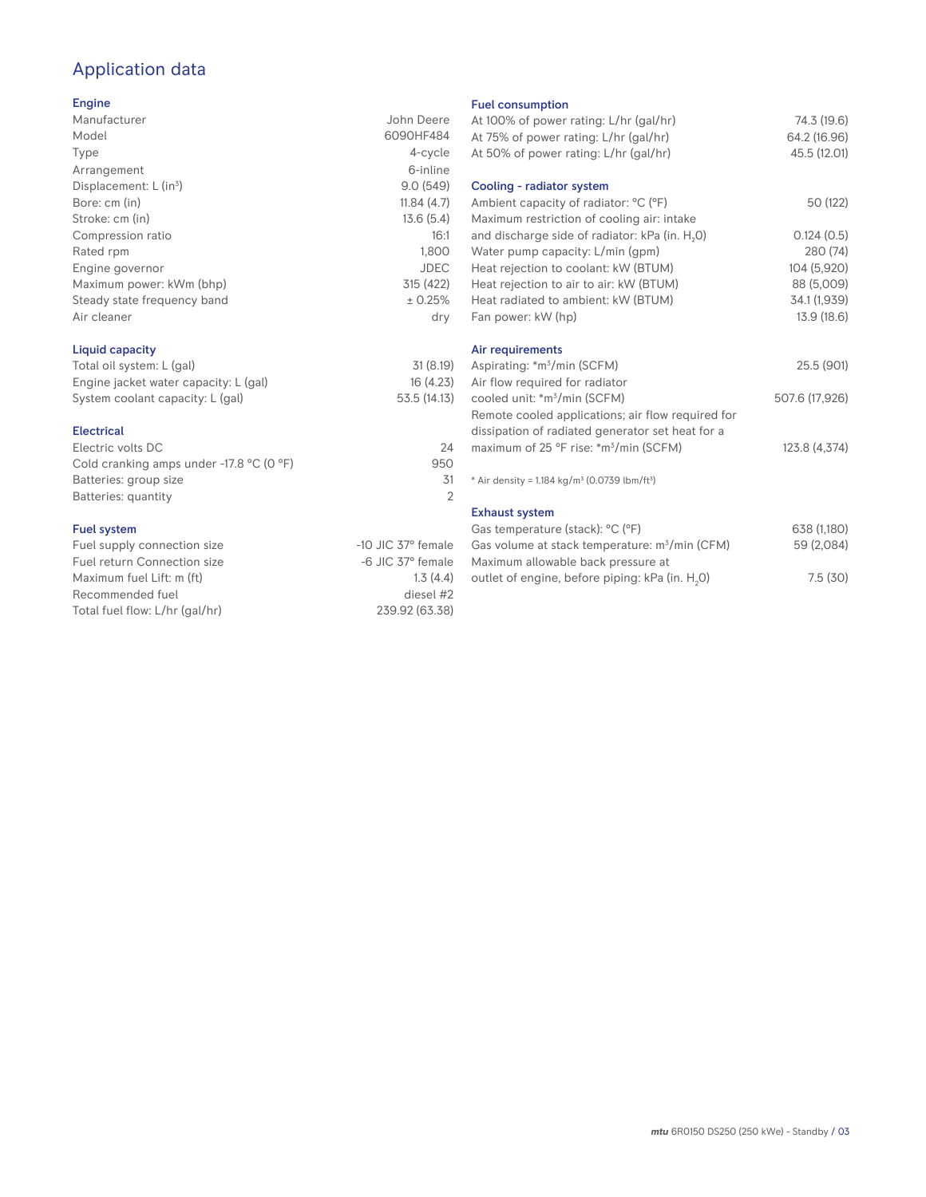## Application data

### Engine

| | |
|---|---|
| Manufacturer | John Deere |
| Model | 6090HF484 |
| Type | 4-cycle |
| Arrangement | 6-inline |
| Displacement: L ($in^3$) | 9.0 (549) |
| Bore: cm (in) | 11.84 (4.7) |
| Stroke: cm (in) | 13.6 (5.4) |
| Compression ratio | 16:1 |
| Rated rpm | 1,800 |
| Engine governor | JDEC |
| Maximum power: kWm (bhp) | 315 (422) |
| Steady state frequency band | ± 0.25% |
| Air cleaner | dry |

### Liquid capacity

| | |
|---|---|
| Total oil system: L (gal) | 31 (8.19) |
| Engine jacket water capacity: L (gal) | 16 (4.23) |
| System coolant capacity: L (gal) | 53.5 (14.13) |

### Electrical

| | |
|---|---|
| Electric volts DC | 24 |
| Cold cranking amps under -17.8 °C (0 °F) | 950 |
| Batteries: group size | 31 |
| Batteries: quantity | 2 |

### Fuel system

| | |
|---|---|
| Fuel supply connection size | -10 JIC 37° female |
| Fuel return Connection size | -6 JIC 37° female |
| Maximum fuel Lift: m (ft) | 1.3 (4.4) |
| Recommended fuel | diesel #2 |
| Total fuel flow: L/hr (gal/hr) | 239.92 (63.38) |

### Fuel consumption

| | |
|---|---|
| At 100% of power rating: L/hr (gal/hr) | 74.3 (19.6) |
| At 75% of power rating: L/hr (gal/hr) | 64.2 (16.96) |
| At 50% of power rating: L/hr (gal/hr) | 45.5 (12.01) |

### Cooling - radiator system

| | |
|---|---|
| Ambient capacity of radiator: °C (°F) | 50 (122) |
| Maximum restriction of cooling air: intake and discharge side of radiator: kPa (in. $H_2O$) | 0.124 (0.5) |
| Water pump capacity: L/min (gpm) | 280 (74) |
| Heat rejection to coolant: kW (BTUM) | 104 (5,920) |
| Heat rejection to air to air: kW (BTUM) | 88 (5,009) |
| Heat radiated to ambient: kW (BTUM) | 34.1 (1,939) |
| Fan power: kW (hp) | 13.9 (18.6) |

### Air requirements

| | |
|---|---|
| Aspirating: *$m^3$/min (SCFM) | 25.5 (901) |
| Air flow required for radiator cooled unit: *$m^3$/min (SCFM) | 507.6 (17,926) |
| Remote cooled applications; air flow required for dissipation of radiated generator set heat for a maximum of 25 °F rise: *$m^3$/min (SCFM) | 123.8 (4,374) |

* Air density = 1.184 kg/$m^3$ (0.0739 lbm/$ft^3$)

### Exhaust system

| | |
|---|---|
| Gas temperature (stack): °C (°F) | 638 (1,180) |
| Gas volume at stack temperature: $m^3$/min (CFM) | 59 (2,084) |
| Maximum allowable back pressure at outlet of engine, before piping: kPa (in. $H_2O$) | 7.5 (30) |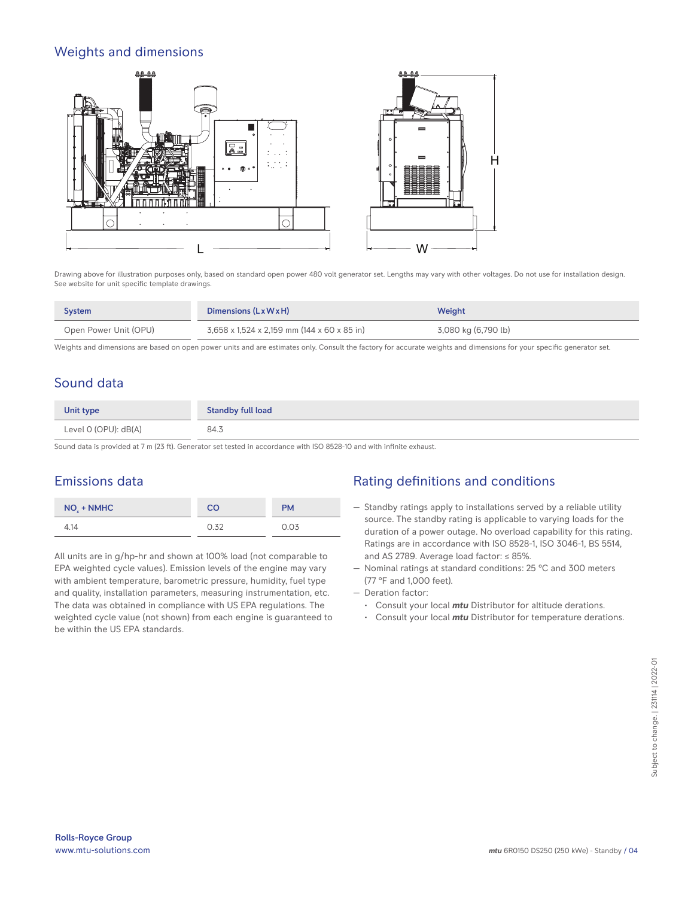## Weights and dimensions

L

W

H

Drawing above for illustration purposes only, based on standard open power 480 volt generator set. Lengths may vary with other voltages. Do not use for installation design. See website for unit specific template drawings.

| System | Dimensions (L x W x H) | Weight |
| --- | --- | --- |
| Open Power Unit (OPU) | 3,658 x 1,524 x 2,159 mm (144 x 60 x 85 in) | 3,080 kg (6,790 lb) |

Weights and dimensions are based on open power units and are estimates only. Consult the factory for accurate weights and dimensions for your specific generator set.

## Sound data

| Unit type | Standby full load |
| --- | --- |
| Level 0 (OPU): dB(A) | 84.3 |

Sound data is provided at 7 m (23 ft). Generator set tested in accordance with ISO 8528-10 and with infinite exhaust.

## Emissions data

| $NO_x$ + NMHC | CO | PM |
| --- | --- | --- |
| 4.14 | 0.32 | 0.03 |

All units are in g/hp-hr and shown at 100% load (not comparable to EPA weighted cycle values). Emission levels of the engine may vary with ambient temperature, barometric pressure, humidity, fuel type and quality, installation parameters, measuring instrumentation, etc. The data was obtained in compliance with US EPA regulations. The weighted cycle value (not shown) from each engine is guaranteed to be within the US EPA standards.

## Rating definitions and conditions

- Standby ratings apply to installations served by a reliable utility source. The standby rating is applicable to varying loads for the duration of a power outage. No overload capability for this rating. Ratings are in accordance with ISO 8528-1, ISO 3046-1, BS 5514, and AS 2789. Average load factor: ≤ 85%.
- Nominal ratings at standard conditions: 25 °C and 300 meters (77 °F and 1,000 feet).
- Deration factor:
  - Consult your local ***mtu*** Distributor for altitude derations.
  - Consult your local ***mtu*** Distributor for temperature derations.

Subject to change. | 231114 | 2022-01

Rolls-Royce Group
www.mtu-solutions.com